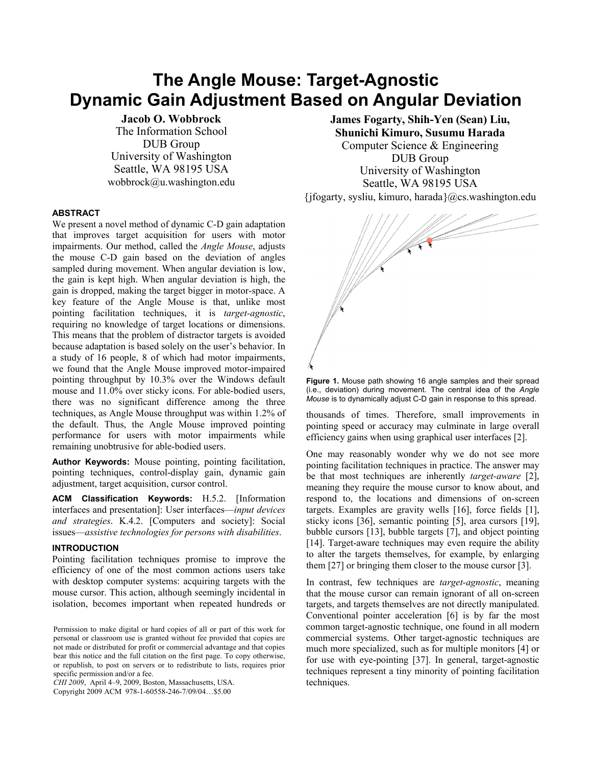# The Angle Mouse: Target-Agnostic Dynamic Gain Adjustment Based on Angular Deviation

**Jacob O. Wobbrock**
The Information School
DUB Group
University of Washington
Seattle, WA 98195 USA
wobbrock@u.washington.edu

**James Fogarty, Shih-Yen (Sean) Liu, Shunichi Kimuro, Susumu Harada**
Computer Science & Engineering
DUB Group
University of Washington
Seattle, WA 98195 USA
{jfogarty, sysliu, kimuro, harada}@cs.washington.edu

## ABSTRACT

We present a novel method of dynamic C-D gain adaptation that improves target acquisition for users with motor impairments. Our method, called the *Angle Mouse*, adjusts the mouse C-D gain based on the deviation of angles sampled during movement. When angular deviation is low, the gain is kept high. When angular deviation is high, the gain is dropped, making the target bigger in motor-space. A key feature of the Angle Mouse is that, unlike most pointing facilitation techniques, it is *target-agnostic*, requiring no knowledge of target locations or dimensions. This means that the problem of distractor targets is avoided because adaptation is based solely on the user's behavior. In a study of 16 people, 8 of which had motor impairments, we found that the Angle Mouse improved motor-impaired pointing throughput by 10.3% over the Windows default mouse and 11.0% over sticky icons. For able-bodied users, there was no significant difference among the three techniques, as Angle Mouse throughput was within 1.2% of the default. Thus, the Angle Mouse improved pointing performance for users with motor impairments while remaining unobtrusive for able-bodied users.

**Author Keywords:** Mouse pointing, pointing facilitation, pointing techniques, control-display gain, dynamic gain adjustment, target acquisition, cursor control.

**ACM Classification Keywords:** H.5.2. [Information interfaces and presentation]: User interfaces—*input devices and strategies*. K.4.2. [Computers and society]: Social issues—*assistive technologies for persons with disabilities*.

## INTRODUCTION

Pointing facilitation techniques promise to improve the efficiency of one of the most common actions users take with desktop computer systems: acquiring targets with the mouse cursor. This action, although seemingly incidental in isolation, becomes important when repeated hundreds or thousands of times. Therefore, small improvements in pointing speed or accuracy may culminate in large overall efficiency gains when using graphical user interfaces [2].

Permission to make digital or hard copies of all or part of this work for personal or classroom use is granted without fee provided that copies are not made or distributed for profit or commercial advantage and that copies bear this notice and the full citation on the first page. To copy otherwise, or republish, to post on servers or to redistribute to lists, requires prior specific permission and/or a fee.
*CHI 2009*, April 4–9, 2009, Boston, Massachusetts, USA.
Copyright 2009 ACM 978-1-60558-246-7/09/04…$5.00

**Figure 1.** Mouse path showing 16 angle samples and their spread (i.e., deviation) during movement. The central idea of the *Angle Mouse* is to dynamically adjust C-D gain in response to this spread.

One may reasonably wonder why we do not see more pointing facilitation techniques in practice. The answer may be that most techniques are inherently *target-aware* [2], meaning they require the mouse cursor to know about, and respond to, the locations and dimensions of on-screen targets. Examples are gravity wells [16], force fields [1], sticky icons [36], semantic pointing [5], area cursors [19], bubble cursors [13], bubble targets [7], and object pointing [14]. Target-aware techniques may even require the ability to alter the targets themselves, for example, by enlarging them [27] or bringing them closer to the mouse cursor [3].

In contrast, few techniques are *target-agnostic*, meaning that the mouse cursor can remain ignorant of all on-screen targets, and targets themselves are not directly manipulated. Conventional pointer acceleration [6] is by far the most common target-agnostic technique, one found in all modern commercial systems. Other target-agnostic techniques are much more specialized, such as for multiple monitors [4] or for use with eye-pointing [37]. In general, target-agnostic techniques represent a tiny minority of pointing facilitation techniques.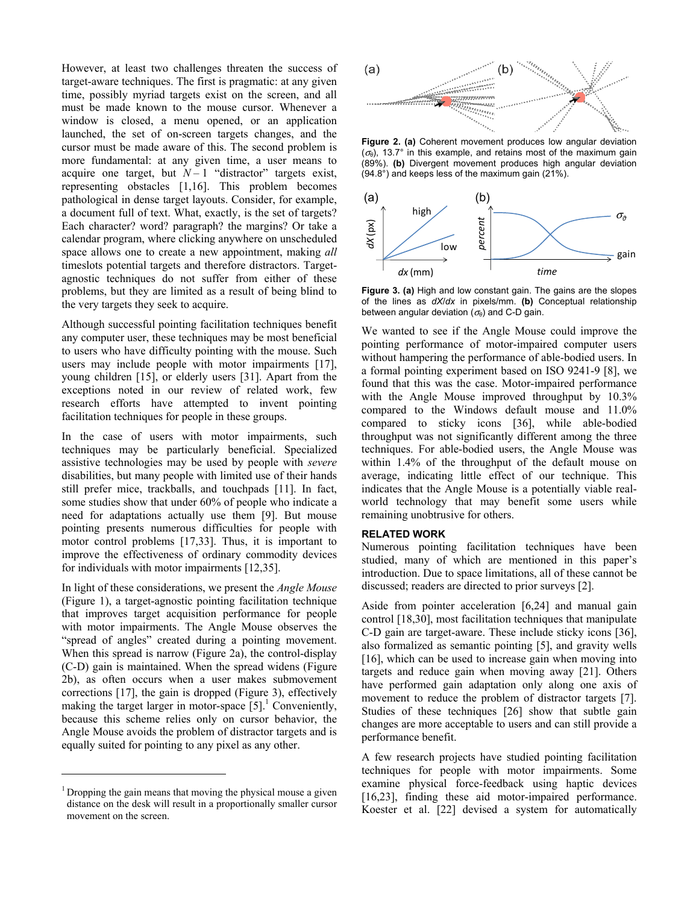However, at least two challenges threaten the success of target-aware techniques. The first is pragmatic: at any given time, possibly myriad targets exist on the screen, and all must be made known to the mouse cursor. Whenever a window is closed, a menu opened, or an application launched, the set of on-screen targets changes, and the cursor must be made aware of this. The second problem is more fundamental: at any given time, a user means to acquire one target, but $N - 1$ "distractor" targets exist, representing obstacles [1,16]. This problem becomes pathological in dense target layouts. Consider, for example, a document full of text. What, exactly, is the set of targets? Each character? word? paragraph? the margins? Or take a calendar program, where clicking anywhere on unscheduled space allows one to create a new appointment, making *all* timeslots potential targets and therefore distractors. Target-agnostic techniques do not suffer from either of these problems, but they are limited as a result of being blind to the very targets they seek to acquire.

Although successful pointing facilitation techniques benefit any computer user, these techniques may be most beneficial to users who have difficulty pointing with the mouse. Such users may include people with motor impairments [17], young children [15], or elderly users [31]. Apart from the exceptions noted in our review of related work, few research efforts have attempted to invent pointing facilitation techniques for people in these groups.

In the case of users with motor impairments, such techniques may be particularly beneficial. Specialized assistive technologies may be used by people with *severe* disabilities, but many people with limited use of their hands still prefer mice, trackballs, and touchpads [11]. In fact, some studies show that under 60% of people who indicate a need for adaptations actually use them [9]. But mouse pointing presents numerous difficulties for people with motor control problems [17,33]. Thus, it is important to improve the effectiveness of ordinary commodity devices for individuals with motor impairments [12,35].

In light of these considerations, we present the *Angle Mouse* (Figure 1), a target-agnostic pointing facilitation technique that improves target acquisition performance for people with motor impairments. The Angle Mouse observes the "spread of angles" created during a pointing movement. When this spread is narrow (Figure 2a), the control-display (C-D) gain is maintained. When the spread widens (Figure 2b), as often occurs when a user makes submovement corrections [17], the gain is dropped (Figure 3), effectively making the target larger in motor-space [5].[1] Conveniently, because this scheme relies only on cursor behavior, the Angle Mouse avoids the problem of distractor targets and is equally suited for pointing to any pixel as any other.

[1] Dropping the gain means that moving the physical mouse a given distance on the desk will result in a proportionally smaller cursor movement on the screen.

**Figure 2. (a)** Coherent movement produces low angular deviation ($\sigma_\theta$), 13.7° in this example, and retains most of the maximum gain (89%). **(b)** Divergent movement produces high angular deviation (94.8°) and keeps less of the maximum gain (21%).

**Figure 3. (a)** High and low constant gain. The gains are the slopes of the lines as $dX/dx$ in pixels/mm. **(b)** Conceptual relationship between angular deviation ($\sigma_\theta$) and C-D gain.

We wanted to see if the Angle Mouse could improve the pointing performance of motor-impaired computer users without hampering the performance of able-bodied users. In a formal pointing experiment based on ISO 9241-9 [8], we found that this was the case. Motor-impaired performance with the Angle Mouse improved throughput by 10.3% compared to the Windows default mouse and 11.0% compared to sticky icons [36], while able-bodied throughput was not significantly different among the three techniques. For able-bodied users, the Angle Mouse was within 1.4% of the throughput of the default mouse on average, indicating little effect of our technique. This indicates that the Angle Mouse is a potentially viable real-world technology that may benefit some users while remaining unobtrusive for others.

## RELATED WORK

Numerous pointing facilitation techniques have been studied, many of which are mentioned in this paper's introduction. Due to space limitations, all of these cannot be discussed; readers are directed to prior surveys [2].

Aside from pointer acceleration [6,24] and manual gain control [18,30], most facilitation techniques that manipulate C-D gain are target-aware. These include sticky icons [36], also formalized as semantic pointing [5], and gravity wells [16], which can be used to increase gain when moving into targets and reduce gain when moving away [21]. Others have performed gain adaptation only along one axis of movement to reduce the problem of distractor targets [7]. Studies of these techniques [26] show that subtle gain changes are more acceptable to users and can still provide a performance benefit.

A few research projects have studied pointing facilitation techniques for people with motor impairments. Some examine physical force-feedback using haptic devices [16,23], finding these aid motor-impaired performance. Koester et al. [22] devised a system for automatically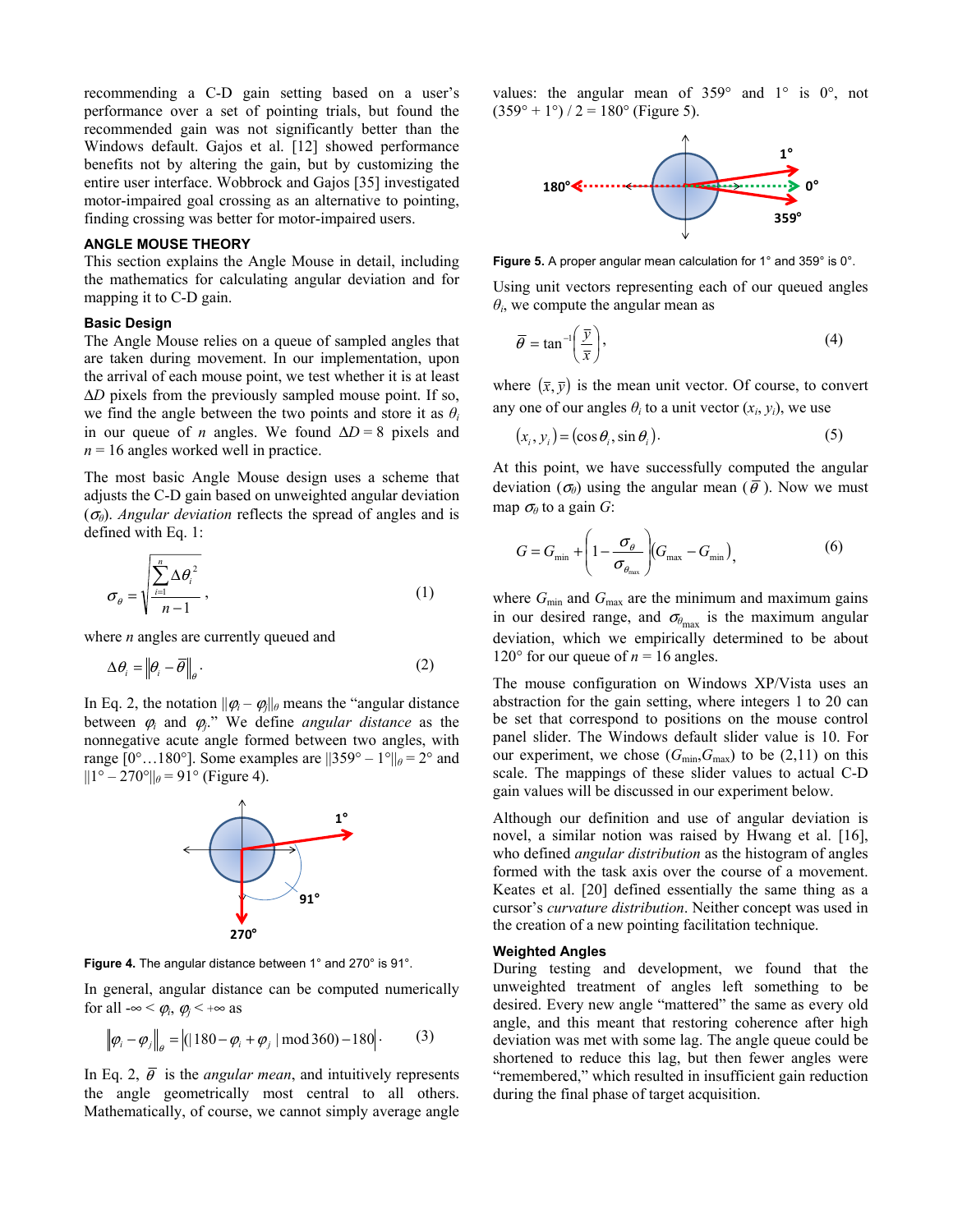recommending a C-D gain setting based on a user's performance over a set of pointing trials, but found the recommended gain was not significantly better than the Windows default. Gajos et al. [12] showed performance benefits not by altering the gain, but by customizing the entire user interface. Wobbrock and Gajos [35] investigated motor-impaired goal crossing as an alternative to pointing, finding crossing was better for motor-impaired users.

## ANGLE MOUSE THEORY

This section explains the Angle Mouse in detail, including the mathematics for calculating angular deviation and for mapping it to C-D gain.

### Basic Design

The Angle Mouse relies on a queue of sampled angles that are taken during movement. In our implementation, upon the arrival of each mouse point, we test whether it is at least $\Delta D$ pixels from the previously sampled mouse point. If so, we find the angle between the two points and store it as $\theta_i$ in our queue of $n$ angles. We found $\Delta D = 8$ pixels and $n = 16$ angles worked well in practice.

The most basic Angle Mouse design uses a scheme that adjusts the C-D gain based on unweighted angular deviation ($\sigma_\theta$). *Angular deviation* reflects the spread of angles and is defined with Eq. 1:

$$\sigma_\theta = \sqrt{\frac{\sum_{i=1}^{n} \Delta\theta_i^2}{n-1}}, \tag{1}$$

where $n$ angles are currently queued and

$$\Delta\theta_i = \left\| \theta_i - \bar{\theta} \right\|_\theta . \tag{2}$$

In Eq. 2, the notation $\|\varphi_i - \varphi_j\|_\theta$ means the "angular distance between $\varphi_i$ and $\varphi_j$." We define *angular distance* as the nonnegative acute angle formed between two angles, with range [0°…180°]. Some examples are $\|359° - 1°\|_\theta = 2°$ and $\|1° - 270°\|_\theta = 91°$ (Figure 4).

**Figure 4.** The angular distance between 1° and 270° is 91°.

In general, angular distance can be computed numerically for all $-\infty < \varphi_i, \varphi_j < +\infty$ as

$$\left\| \varphi_i - \varphi_j \right\|_\theta = \left| \left( \left| 180 - \varphi_i + \varphi_j \right| \bmod 360 \right) - 180 \right| . \tag{3}$$

In Eq. 2, $\bar{\theta}$ is the *angular mean*, and intuitively represents the angle geometrically most central to all others. Mathematically, of course, we cannot simply average angle values: the angular mean of 359° and 1° is 0°, not (359° + 1°) / 2 = 180° (Figure 5).

**Figure 5.** A proper angular mean calculation for 1° and 359° is 0°.

Using unit vectors representing each of our queued angles $\theta_i$, we compute the angular mean as

$$\bar{\theta} = \tan^{-1}\left(\frac{\bar{y}}{\bar{x}}\right), \tag{4}$$

where $(\bar{x}, \bar{y})$ is the mean unit vector. Of course, to convert any one of our angles $\theta_i$ to a unit vector $(x_i, y_i)$, we use

$$(x_i, y_i) = (\cos\theta_i, \sin\theta_i). \tag{5}$$

At this point, we have successfully computed the angular deviation ($\sigma_\theta$) using the angular mean ($\bar{\theta}$). Now we must map $\sigma_\theta$ to a gain $G$:

$$G = G_{\min} + \left(1 - \frac{\sigma_\theta}{\sigma_{\theta_{\max}}}\right)\left(G_{\max} - G_{\min}\right), \tag{6}$$

where $G_{\min}$ and $G_{\max}$ are the minimum and maximum gains in our desired range, and $\sigma_{\theta_{\max}}$ is the maximum angular deviation, which we empirically determined to be about 120° for our queue of $n = 16$ angles.

The mouse configuration on Windows XP/Vista uses an abstraction for the gain setting, where integers 1 to 20 can be set that correspond to positions on the mouse control panel slider. The Windows default slider value is 10. For our experiment, we chose ($G_{\min}$,$G_{\max}$) to be (2,11) on this scale. The mappings of these slider values to actual C-D gain values will be discussed in our experiment below.

Although our definition and use of angular deviation is novel, a similar notion was raised by Hwang et al. [16], who defined *angular distribution* as the histogram of angles formed with the task axis over the course of a movement. Keates et al. [20] defined essentially the same thing as a cursor's *curvature distribution*. Neither concept was used in the creation of a new pointing facilitation technique.

### Weighted Angles

During testing and development, we found that the unweighted treatment of angles left something to be desired. Every new angle "mattered" the same as every old angle, and this meant that restoring coherence after high deviation was met with some lag. The angle queue could be shortened to reduce this lag, but then fewer angles were "remembered," which resulted in insufficient gain reduction during the final phase of target acquisition.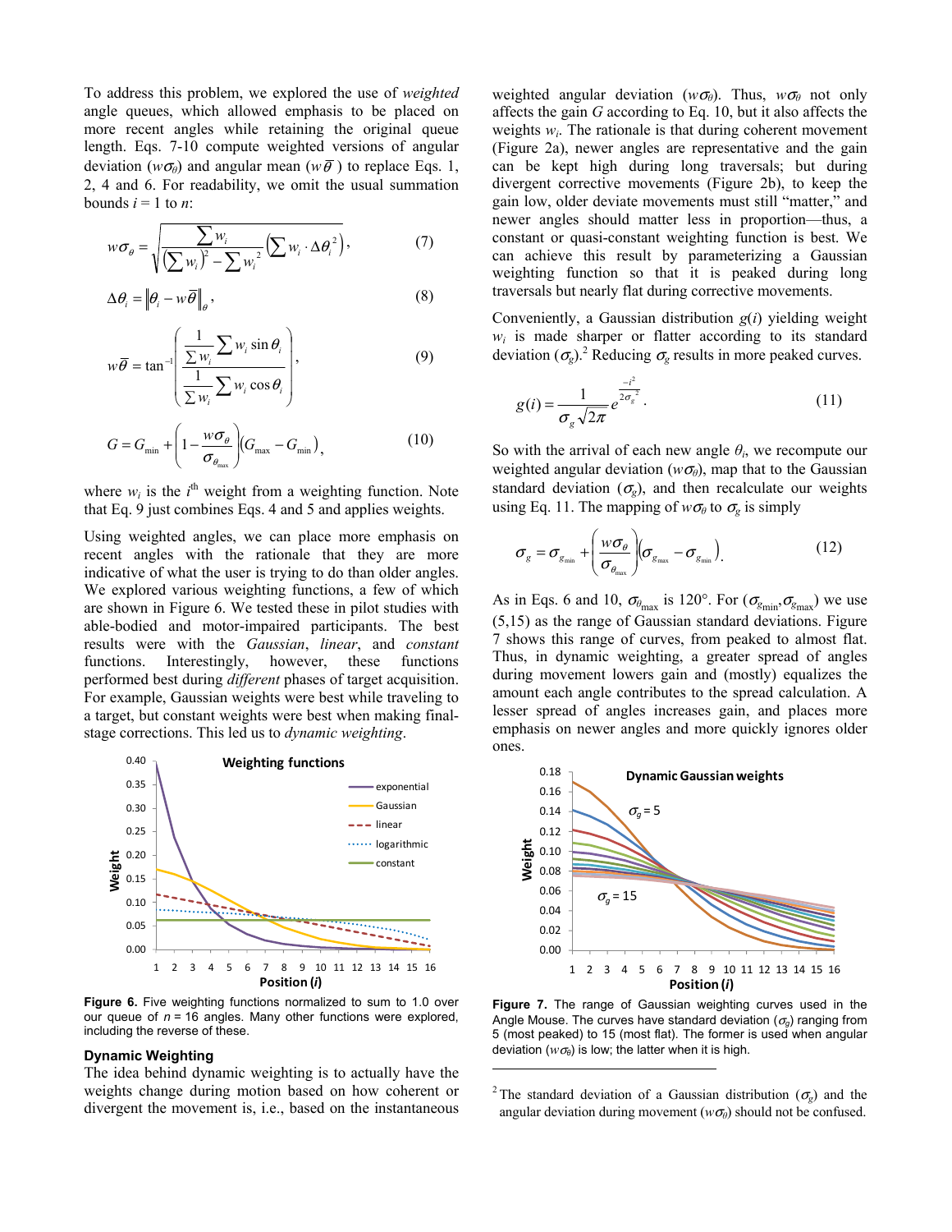To address this problem, we explored the use of *weighted* angle queues, which allowed emphasis to be placed on more recent angles while retaining the original queue length. Eqs. 7-10 compute weighted versions of angular deviation ($w\sigma_\theta$) and angular mean ($w\overline{\theta}$) to replace Eqs. 1, 2, 4 and 6. For readability, we omit the usual summation bounds $i = 1$ to $n$:

$$w\sigma_\theta = \sqrt{\frac{\sum w_i}{\left(\sum w_i\right)^2 - \sum w_i^{\,2}}\left(\sum w_i \cdot \Delta\theta_i^{\,2}\right)}, \tag{7}$$

$$\Delta\theta_i = \left\|\theta_i - w\overline{\theta}\right\|_\theta, \tag{8}$$

$$w\overline{\theta} = \tan^{-1}\left(\frac{\frac{1}{\sum w_i}\sum w_i \sin\theta_i}{\frac{1}{\sum w_i}\sum w_i \cos\theta_i}\right), \tag{9}$$

$$G = G_{\min} + \left(1 - \frac{w\sigma_\theta}{\sigma_{\theta_{\max}}}\right)\left(G_{\max} - G_{\min}\right), \tag{10}$$

where $w_i$ is the $i^{\text{th}}$ weight from a weighting function. Note that Eq. 9 just combines Eqs. 4 and 5 and applies weights.

Using weighted angles, we can place more emphasis on recent angles with the rationale that they are more indicative of what the user is trying to do than older angles. We explored various weighting functions, a few of which are shown in Figure 6. We tested these in pilot studies with able-bodied and motor-impaired participants. The best results were with the *Gaussian*, *linear*, and *constant* functions. Interestingly, however, these functions performed best during *different* phases of target acquisition. For example, Gaussian weights were best while traveling to a target, but constant weights were best when making final-stage corrections. This led us to *dynamic weighting*.

**Figure 6.** Five weighting functions normalized to sum to 1.0 over our queue of $n = 16$ angles. Many other functions were explored, including the reverse of these.

### Dynamic Weighting

The idea behind dynamic weighting is to actually have the weights change during motion based on how coherent or divergent the movement is, i.e., based on the instantaneous weighted angular deviation ($w\sigma_\theta$). Thus, $w\sigma_\theta$ not only affects the gain $G$ according to Eq. 10, but it also affects the weights $w_i$. The rationale is that during coherent movement (Figure 2a), newer angles are representative and the gain can be kept high during long traversals; but during divergent corrective movements (Figure 2b), to keep the gain low, older deviate movements must still "matter," and newer angles should matter less in proportion—thus, a constant or quasi-constant weighting function is best. We can achieve this result by parameterizing a Gaussian weighting function so that it is peaked during long traversals but nearly flat during corrective movements.

Conveniently, a Gaussian distribution $g(i)$ yielding weight $w_i$ is made sharper or flatter according to its standard deviation ($\sigma_g$).[2] Reducing $\sigma_g$ results in more peaked curves.

$$g(i) = \frac{1}{\sigma_g\sqrt{2\pi}}\, e^{\frac{-i^2}{2\sigma_g^{\,2}}}. \tag{11}$$

So with the arrival of each new angle $\theta_i$, we recompute our weighted angular deviation ($w\sigma_\theta$), map that to the Gaussian standard deviation ($\sigma_g$), and then recalculate our weights using Eq. 11. The mapping of $w\sigma_\theta$ to $\sigma_g$ is simply

$$\sigma_g = \sigma_{g_{\min}} + \left(\frac{w\sigma_\theta}{\sigma_{\theta_{\max}}}\right)\left(\sigma_{g_{\max}} - \sigma_{g_{\min}}\right). \tag{12}$$

As in Eqs. 6 and 10, $\sigma_{\theta_{\max}}$ is 120°. For ($\sigma_{g_{\min}}$,$\sigma_{g_{\max}}$) we use (5,15) as the range of Gaussian standard deviations. Figure 7 shows this range of curves, from peaked to almost flat. Thus, in dynamic weighting, a greater spread of angles during movement lowers gain and (mostly) equalizes the amount each angle contributes to the spread calculation. A lesser spread of angles increases gain, and places more emphasis on newer angles and more quickly ignores older ones.

**Figure 7.** The range of Gaussian weighting curves used in the Angle Mouse. The curves have standard deviation ($\sigma_g$) ranging from 5 (most peaked) to 15 (most flat). The former is used when angular deviation ($w\sigma_\theta$) is low; the latter when it is high.

[2] The standard deviation of a Gaussian distribution ($\sigma_g$) and the angular deviation during movement ($w\sigma_\theta$) should not be confused.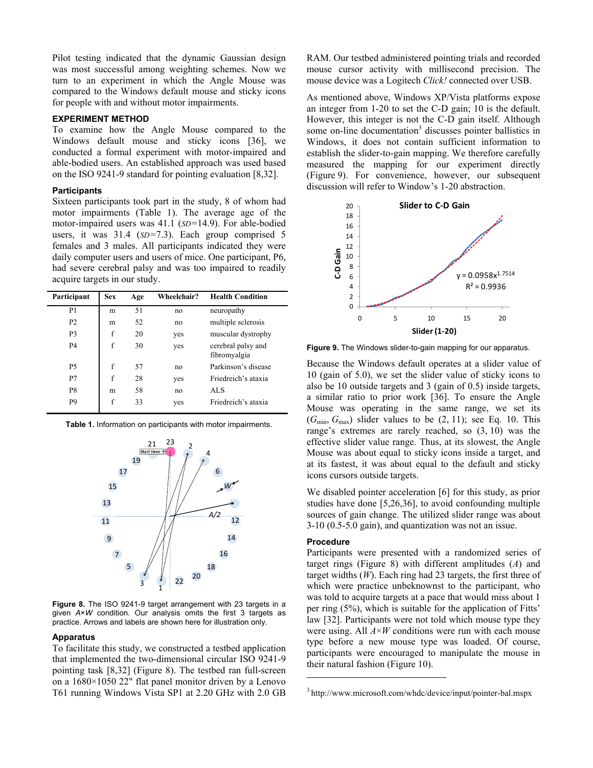Pilot testing indicated that the dynamic Gaussian design was most successful among weighting schemes. Now we turn to an experiment in which the Angle Mouse was compared to the Windows default mouse and sticky icons for people with and without motor impairments.

## EXPERIMENT METHOD

To examine how the Angle Mouse compared to the Windows default mouse and sticky icons [36], we conducted a formal experiment with motor-impaired and able-bodied users. An established approach was used based on the ISO 9241-9 standard for pointing evaluation [8,32].

### Participants

Sixteen participants took part in the study, 8 of whom had motor impairments (Table 1). The average age of the motor-impaired users was 41.1 (*SD*=14.9). For able-bodied users, it was 31.4 (*SD*=7.3). Each group comprised 5 females and 3 males. All participants indicated they were daily computer users and users of mice. One participant, P6, had severe cerebral palsy and was too impaired to readily acquire targets in our study.

| Participant | Sex | Age | Wheelchair? | Health Condition |
|---|---|---|---|---|
| P1 | m | 51 | no | neuropathy |
| P2 | m | 52 | no | multiple sclerosis |
| P3 | f | 20 | yes | muscular dystrophy |
| P4 | f | 30 | yes | cerebral palsy and fibromyalgia |
| P5 | f | 57 | no | Parkinson's disease |
| P7 | f | 28 | yes | Friedreich's ataxia |
| P8 | m | 58 | no | ALS |
| P9 | f | 33 | yes | Friedreich's ataxia |

**Table 1.** Information on participants with motor impairments.

**Figure 8.** The ISO 9241-9 target arrangement with 23 targets in a given $A$×$W$ condition. Our analysis omits the first 3 targets as practice. Arrows and labels are shown here for illustration only.

### Apparatus

To facilitate this study, we constructed a testbed application that implemented the two-dimensional circular ISO 9241-9 pointing task [8,32] (Figure 8). The testbed ran full-screen on a 1680×1050 22" flat panel monitor driven by a Lenovo T61 running Windows Vista SP1 at 2.20 GHz with 2.0 GB RAM. Our testbed administered pointing trials and recorded mouse cursor activity with millisecond precision. The mouse device was a Logitech *Click!* connected over USB.

As mentioned above, Windows XP/Vista platforms expose an integer from 1-20 to set the C-D gain; 10 is the default. However, this integer is not the C-D gain itself. Although some on-line documentation[3] discusses pointer ballistics in Windows, it does not contain sufficient information to establish the slider-to-gain mapping. We therefore carefully measured the mapping for our experiment directly (Figure 9). For convenience, however, our subsequent discussion will refer to Window's 1-20 abstraction.

**Figure 9.** The Windows slider-to-gain mapping for our apparatus.

Because the Windows default operates at a slider value of 10 (gain of 5.0), we set the slider value of sticky icons to also be 10 outside targets and 3 (gain of 0.5) inside targets, a similar ratio to prior work [36]. To ensure the Angle Mouse was operating in the same range, we set its ($G_{min}$, $G_{max}$) slider values to be (2, 11); see Eq. 10. This range's extremes are rarely reached, so (3, 10) was the effective slider value range. Thus, at its slowest, the Angle Mouse was about equal to sticky icons inside a target, and at its fastest, it was about equal to the default and sticky icons cursors outside targets.

We disabled pointer acceleration [6] for this study, as prior studies have done [5,26,36], to avoid confounding multiple sources of gain change. The utilized slider range was about 3-10 (0.5-5.0 gain), and quantization was not an issue.

### Procedure

Participants were presented with a randomized series of target rings (Figure 8) with different amplitudes ($A$) and target widths ($W$). Each ring had 23 targets, the first three of which were practice unbeknownst to the participant, who was told to acquire targets at a pace that would miss about 1 per ring (5%), which is suitable for the application of Fitts' law [32]. Participants were not told which mouse type they were using. All $A$×$W$ conditions were run with each mouse type before a new mouse type was loaded. Of course, participants were encouraged to manipulate the mouse in their natural fashion (Figure 10).

[3] http://www.microsoft.com/whdc/device/input/pointer-bal.mspx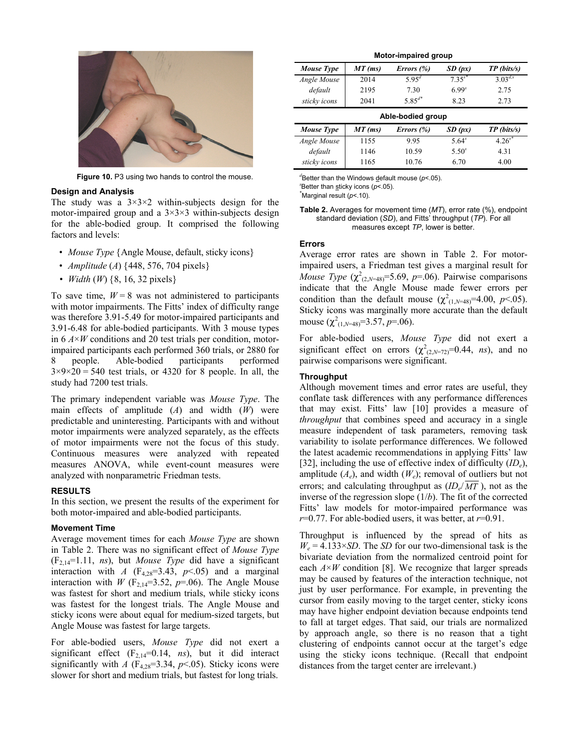Figure 10. P3 using two hands to control the mouse.

### Design and Analysis

The study was a 3×3×2 within-subjects design for the motor-impaired group and a 3×3×3 within-subjects design for the able-bodied group. It comprised the following factors and levels:

- *Mouse Type* {Angle Mouse, default, sticky icons}
- *Amplitude* (*A*) {448, 576, 704 pixels}
- *Width* (*W*) {8, 16, 32 pixels}

To save time, $W = 8$ was not administered to participants with motor impairments. The Fitts' index of difficulty range was therefore 3.91-5.49 for motor-impaired participants and 3.91-6.48 for able-bodied participants. With 3 mouse types in 6 $A \times W$ conditions and 20 test trials per condition, motor-impaired participants each performed 360 trials, or 2880 for 8 people. Able-bodied participants performed $3 \times 9 \times 20 = 540$ test trials, or 4320 for 8 people. In all, the study had 7200 test trials.

The primary independent variable was *Mouse Type*. The main effects of amplitude (*A*) and width (*W*) were predictable and uninteresting. Participants with and without motor impairments were analyzed separately, as the effects of motor impairments were not the focus of this study. Continuous measures were analyzed with repeated measures ANOVA, while event-count measures were analyzed with nonparametric Friedman tests.

## RESULTS

In this section, we present the results of the experiment for both motor-impaired and able-bodied participants.

### Movement Time

Average movement times for each *Mouse Type* are shown in Table 2. There was no significant effect of *Mouse Type* ($F_{2,14}$=1.11, *ns*), but *Mouse Type* did have a significant interaction with *A* ($F_{4,28}$=3.43, $p$<.05) and a marginal interaction with *W* ($F_{2,14}$=3.52, $p$=.06). The Angle Mouse was fastest for short and medium trials, while sticky icons was fastest for the longest trials. The Angle Mouse and sticky icons were about equal for medium-sized targets, but Angle Mouse was fastest for large targets.

For able-bodied users, *Mouse Type* did not exert a significant effect ($F_{2,14}$=0.14, *ns*), but it did interact significantly with *A* ($F_{4,28}$=3.34, $p$<.05). Sticky icons were slower for short and medium trials, but fastest for long trials.

**Motor-impaired group**

| *Mouse Type* | *MT (ms)* | *Errors (%)* | *SD (px)* | *TP (bits/s)* |
|---|---|---|---|---|
| *Angle Mouse* | 2014 | $5.95^{d}$ | $7.35^{s*}$ | $3.03^{d,s}$ |
| *default* | 2195 | 7.30 | $6.99^{s}$ | 2.75 |
| *sticky icons* | 2041 | $5.85^{d*}$ | 8.23 | 2.73 |

**Able-bodied group**

| *Mouse Type* | *MT (ms)* | *Errors (%)* | *SD (px)* | *TP (bits/s)* |
|---|---|---|---|---|
| *Angle Mouse* | 1155 | 9.95 | $5.64^{s}$ | $4.26^{s*}$ |
| *default* | 1146 | 10.59 | $5.50^{s}$ | 4.31 |
| *sticky icons* | 1165 | 10.76 | 6.70 | 4.00 |

[d]Better than the Windows default mouse ($p$<.05).
[s]Better than sticky icons ($p$<.05).
[*]Marginal result ($p$<.10).

**Table 2.** Averages for movement time (*MT*), error rate (%), endpoint standard deviation (*SD*), and Fitts' throughput (*TP*). For all measures except *TP*, lower is better.

### Errors

Average error rates are shown in Table 2. For motor-impaired users, a Friedman test gives a marginal result for *Mouse Type* ($\chi^2_{(2,N=48)}$=5.69, $p$=.06). Pairwise comparisons indicate that the Angle Mouse made fewer errors per condition than the default mouse ($\chi^2_{(1,N=48)}$=4.00, $p$<.05). Sticky icons was marginally more accurate than the default mouse ($\chi^2_{(1,N=48)}$=3.57, $p$=.06).

For able-bodied users, *Mouse Type* did not exert a significant effect on errors ($\chi^2_{(2,N=72)}$=0.44, *ns*), and no pairwise comparisons were significant.

### Throughput

Although movement times and error rates are useful, they conflate task differences with any performance differences that may exist. Fitts' law [10] provides a measure of *throughput* that combines speed and accuracy in a single measure independent of task parameters, removing task variability to isolate performance differences. We followed the latest academic recommendations in applying Fitts' law [32], including the use of effective index of difficulty ($ID_e$), amplitude ($A_e$), and width ($W_e$); removal of outliers but not errors; and calculating throughput as ($ID_e/\overline{MT}$), not as the inverse of the regression slope ($1/b$). The fit of the corrected Fitts' law models for motor-impaired performance was $r$=0.77. For able-bodied users, it was better, at $r$=0.91.

Throughput is influenced by the spread of hits as $W_e = 4.133 \times SD$. The *SD* for our two-dimensional task is the bivariate deviation from the normalized centroid point for each $A \times W$ condition [8]. We recognize that larger spreads may be caused by features of the interaction technique, not just by user performance. For example, in preventing the cursor from easily moving to the target center, sticky icons may have higher endpoint deviation because endpoints tend to fall at target edges. That said, our trials are normalized by approach angle, so there is no reason that a tight clustering of endpoints cannot occur at the target's edge using the sticky icons technique. (Recall that endpoint distances from the target center are irrelevant.)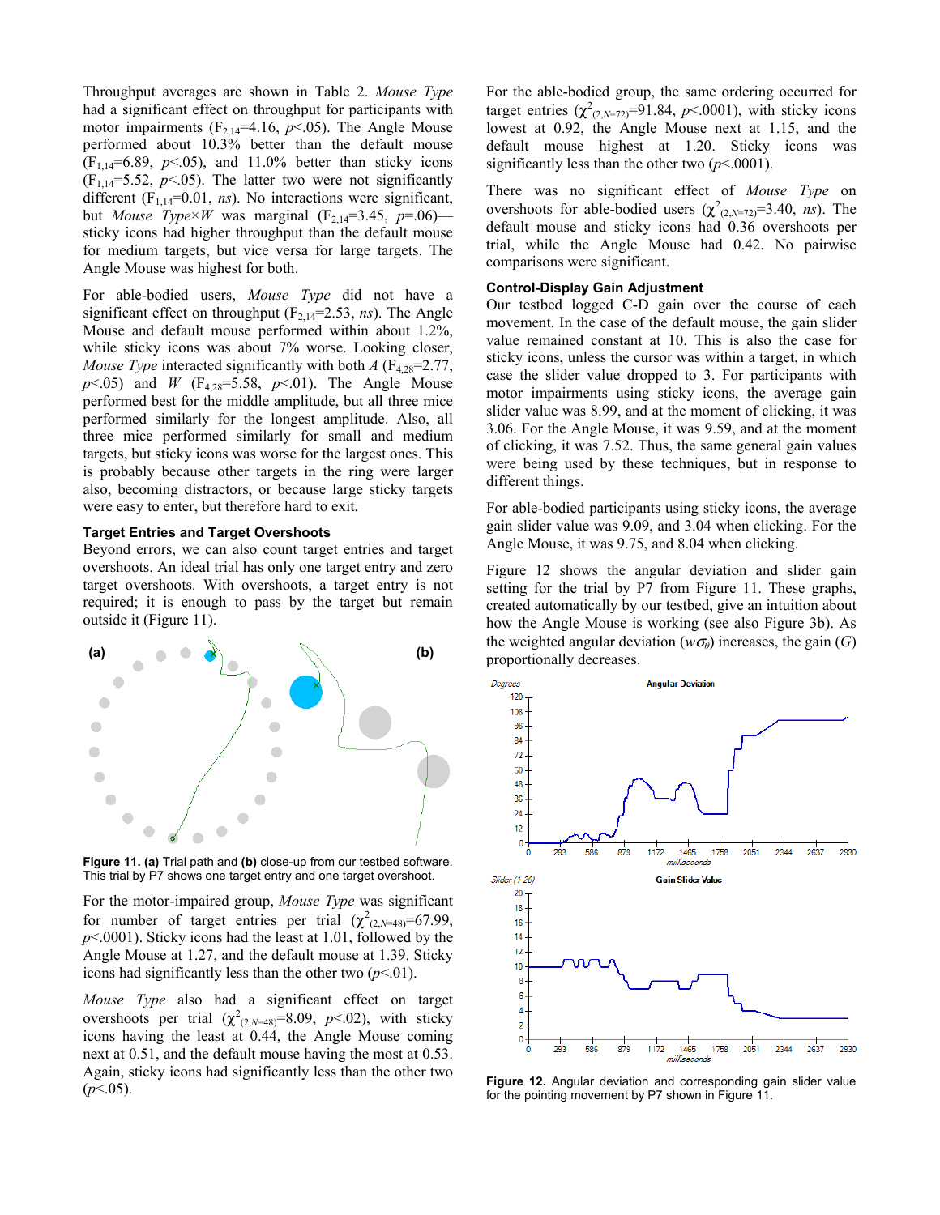Throughput averages are shown in Table 2. *Mouse Type* had a significant effect on throughput for participants with motor impairments ($F_{2,14}$=4.16, $p$<.05). The Angle Mouse performed about 10.3% better than the default mouse ($F_{1,14}$=6.89, $p$<.05), and 11.0% better than sticky icons ($F_{1,14}$=5.52, $p$<.05). The latter two were not significantly different ($F_{1,14}$=0.01, *ns*). No interactions were significant, but *Mouse Type*×*W* was marginal ($F_{2,14}$=3.45, $p$=.06)—sticky icons had higher throughput than the default mouse for medium targets, but vice versa for large targets. The Angle Mouse was highest for both.

For able-bodied users, *Mouse Type* did not have a significant effect on throughput ($F_{2,14}$=2.53, *ns*). The Angle Mouse and default mouse performed within about 1.2%, while sticky icons was about 7% worse. Looking closer, *Mouse Type* interacted significantly with both *A* ($F_{4,28}$=2.77, $p$<.05) and *W* ($F_{4,28}$=5.58, $p$<.01). The Angle Mouse performed best for the middle amplitude, but all three mice performed similarly for the longest amplitude. Also, all three mice performed similarly for small and medium targets, but sticky icons was worse for the largest ones. This is probably because other targets in the ring were larger also, becoming distractors, or because large sticky targets were easy to enter, but therefore hard to exit.

### Target Entries and Target Overshoots

Beyond errors, we can also count target entries and target overshoots. An ideal trial has only one target entry and zero target overshoots. With overshoots, a target entry is not required; it is enough to pass by the target but remain outside it (Figure 11).

**Figure 11.** **(a)** Trial path and **(b)** close-up from our testbed software. This trial by P7 shows one target entry and one target overshoot.

For the motor-impaired group, *Mouse Type* was significant for number of target entries per trial ($\chi^2_{(2,N=48)}$=67.99, $p$<.0001). Sticky icons had the least at 1.01, followed by the Angle Mouse at 1.27, and the default mouse at 1.39. Sticky icons had significantly less than the other two ($p$<.01).

*Mouse Type* also had a significant effect on target overshoots per trial ($\chi^2_{(2,N=48)}$=8.09, $p$<.02), with sticky icons having the least at 0.44, the Angle Mouse coming next at 0.51, and the default mouse having the most at 0.53. Again, sticky icons had significantly less than the other two ($p$<.05).

For the able-bodied group, the same ordering occurred for target entries ($\chi^2_{(2,N=72)}$=91.84, $p$<.0001), with sticky icons lowest at 0.92, the Angle Mouse next at 1.15, and the default mouse highest at 1.20. Sticky icons was significantly less than the other two ($p$<.0001).

There was no significant effect of *Mouse Type* on overshoots for able-bodied users ($\chi^2_{(2,N=72)}$=3.40, *ns*). The default mouse and sticky icons had 0.36 overshoots per trial, while the Angle Mouse had 0.42. No pairwise comparisons were significant.

### Control-Display Gain Adjustment

Our testbed logged C-D gain over the course of each movement. In the case of the default mouse, the gain slider value remained constant at 10. This is also the case for sticky icons, unless the cursor was within a target, in which case the slider value dropped to 3. For participants with motor impairments using sticky icons, the average gain slider value was 8.99, and at the moment of clicking, it was 3.06. For the Angle Mouse, it was 9.59, and at the moment of clicking, it was 7.52. Thus, the same general gain values were being used by these techniques, but in response to different things.

For able-bodied participants using sticky icons, the average gain slider value was 9.09, and 3.04 when clicking. For the Angle Mouse, it was 9.75, and 8.04 when clicking.

Figure 12 shows the angular deviation and slider gain setting for the trial by P7 from Figure 11. These graphs, created automatically by our testbed, give an intuition about how the Angle Mouse is working (see also Figure 3b). As the weighted angular deviation ($w\sigma_\theta$) increases, the gain ($G$) proportionally decreases.

**Figure 12.** Angular deviation and corresponding gain slider value for the pointing movement by P7 shown in Figure 11.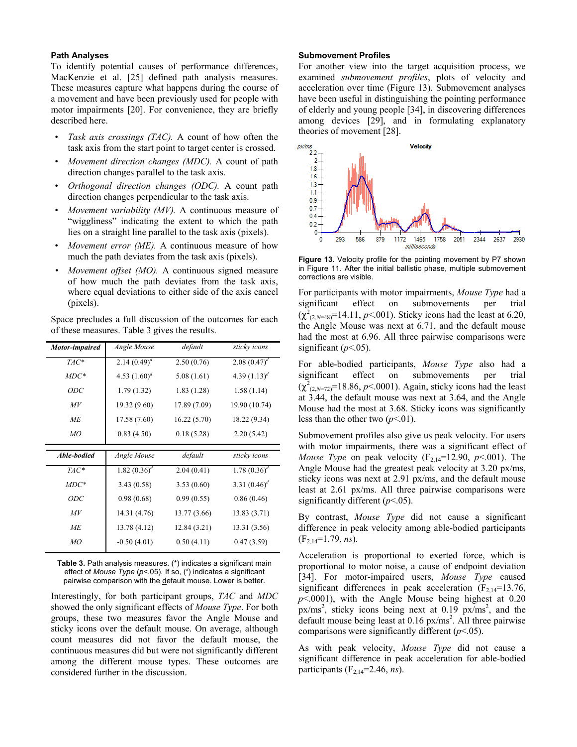### Path Analyses

To identify potential causes of performance differences, MacKenzie et al. [25] defined path analysis measures. These measures capture what happens during the course of a movement and have been previously used for people with motor impairments [20]. For convenience, they are briefly described here.

- *Task axis crossings (TAC).* A count of how often the task axis from the start point to target center is crossed.
- *Movement direction changes (MDC).* A count of path direction changes parallel to the task axis.
- *Orthogonal direction changes (ODC).* A count path direction changes perpendicular to the task axis.
- *Movement variability (MV).* A continuous measure of "wiggliness" indicating the extent to which the path lies on a straight line parallel to the task axis (pixels).
- *Movement error (ME).* A continuous measure of how much the path deviates from the task axis (pixels).
- *Movement offset (MO).* A continuous signed measure of how much the path deviates from the task axis, where equal deviations to either side of the axis cancel (pixels).

Space precludes a full discussion of the outcomes for each of these measures. Table 3 gives the results.

| ***Motor-impaired*** | *Angle Mouse* | *default* | *sticky icons* |
|---|---|---|---|
| *TAC\** | 2.14 (0.49)[d] | 2.50 (0.76) | 2.08 (0.47)[d] |
| *MDC\** | 4.53 (1.60)[d] | 5.08 (1.61) | 4.39 (1.13)[d] |
| *ODC* | 1.79 (1.32) | 1.83 (1.28) | 1.58 (1.14) |
| *MV* | 19.32 (9.60) | 17.89 (7.09) | 19.90 (10.74) |
| *ME* | 17.58 (7.60) | 16.22 (5.70) | 18.22 (9.34) |
| *MO* | 0.83 (4.50) | 0.18 (5.28) | 2.20 (5.42) |
| ***Able-bodied*** | *Angle Mouse* | *default* | *sticky icons* |
| *TAC\** | 1.82 (0.36)[d] | 2.04 (0.41) | 1.78 (0.36)[d] |
| *MDC\** | 3.43 (0.58) | 3.53 (0.60) | 3.31 (0.46)[d] |
| *ODC* | 0.98 (0.68) | 0.99 (0.55) | 0.86 (0.46) |
| *MV* | 14.31 (4.76) | 13.77 (3.66) | 13.83 (3.71) |
| *ME* | 13.78 (4.12) | 12.84 (3.21) | 13.31 (3.56) |
| *MO* | -0.50 (4.01) | 0.50 (4.11) | 0.47 (3.59) |

**Table 3.** Path analysis measures. (\*) indicates a significant main effect of *Mouse Type* ($p$<.05). If so, ([d]) indicates a significant pairwise comparison with the default mouse. Lower is better.

Interestingly, for both participant groups, *TAC* and *MDC* showed the only significant effects of *Mouse Type*. For both groups, these two measures favor the Angle Mouse and sticky icons over the default mouse. On average, although count measures did not favor the default mouse, the continuous measures did but were not significantly different among the different mouse types. These outcomes are considered further in the discussion.

### Submovement Profiles

For another view into the target acquisition process, we examined *submovement profiles*, plots of velocity and acceleration over time (Figure 13). Submovement analyses have been useful in distinguishing the pointing performance of elderly and young people [34], in discovering differences among devices [29], and in formulating explanatory theories of movement [28].

**Figure 13.** Velocity profile for the pointing movement by P7 shown in Figure 11. After the initial ballistic phase, multiple submovement corrections are visible.

For participants with motor impairments, *Mouse Type* had a significant effect on submovements per trial ($\chi^2_{(2,N=48)}$=14.11, $p$<.001). Sticky icons had the least at 6.20, the Angle Mouse was next at 6.71, and the default mouse had the most at 6.96. All three pairwise comparisons were significant ($p$<.05).

For able-bodied participants, *Mouse Type* also had a significant effect on submovements per trial ($\chi^2_{(2,N=72)}$=18.86, $p$<.0001). Again, sticky icons had the least at 3.44, the default mouse was next at 3.64, and the Angle Mouse had the most at 3.68. Sticky icons was significantly less than the other two ($p$<.01).

Submovement profiles also give us peak velocity. For users with motor impairments, there was a significant effect of *Mouse Type* on peak velocity ($F_{2,14}$=12.90, $p$<.001). The Angle Mouse had the greatest peak velocity at 3.20 px/ms, sticky icons was next at 2.91 px/ms, and the default mouse least at 2.61 px/ms. All three pairwise comparisons were significantly different ($p$<.05).

By contrast, *Mouse Type* did not cause a significant difference in peak velocity among able-bodied participants ($F_{2,14}$=1.79, *ns*).

Acceleration is proportional to exerted force, which is proportional to motor noise, a cause of endpoint deviation [34]. For motor-impaired users, *Mouse Type* caused significant differences in peak acceleration ($F_{2,14}$=13.76, $p$<.0001), with the Angle Mouse being highest at 0.20 px/ms$^2$, sticky icons being next at 0.19 px/ms$^2$, and the default mouse being least at 0.16 px/ms$^2$. All three pairwise comparisons were significantly different ($p$<.05).

As with peak velocity, *Mouse Type* did not cause a significant difference in peak acceleration for able-bodied participants ($F_{2,14}$=2.46, *ns*).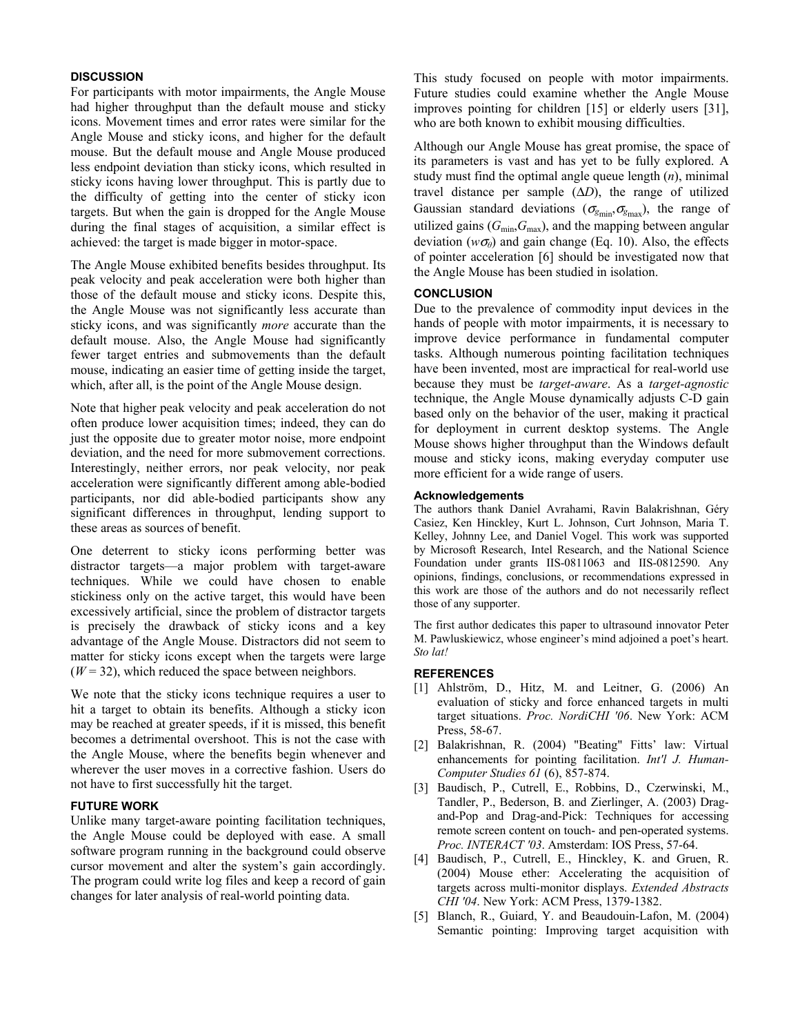## DISCUSSION

For participants with motor impairments, the Angle Mouse had higher throughput than the default mouse and sticky icons. Movement times and error rates were similar for the Angle Mouse and sticky icons, and higher for the default mouse. But the default mouse and Angle Mouse produced less endpoint deviation than sticky icons, which resulted in sticky icons having lower throughput. This is partly due to the difficulty of getting into the center of sticky icon targets. But when the gain is dropped for the Angle Mouse during the final stages of acquisition, a similar effect is achieved: the target is made bigger in motor-space.

The Angle Mouse exhibited benefits besides throughput. Its peak velocity and peak acceleration were both higher than those of the default mouse and sticky icons. Despite this, the Angle Mouse was not significantly less accurate than sticky icons, and was significantly *more* accurate than the default mouse. Also, the Angle Mouse had significantly fewer target entries and submovements than the default mouse, indicating an easier time of getting inside the target, which, after all, is the point of the Angle Mouse design.

Note that higher peak velocity and peak acceleration do not often produce lower acquisition times; indeed, they can do just the opposite due to greater motor noise, more endpoint deviation, and the need for more submovement corrections. Interestingly, neither errors, nor peak velocity, nor peak acceleration were significantly different among able-bodied participants, nor did able-bodied participants show any significant differences in throughput, lending support to these areas as sources of benefit.

One deterrent to sticky icons performing better was distractor targets—a major problem with target-aware techniques. While we could have chosen to enable stickiness only on the active target, this would have been excessively artificial, since the problem of distractor targets is precisely the drawback of sticky icons and a key advantage of the Angle Mouse. Distractors did not seem to matter for sticky icons except when the targets were large ($W = 32$), which reduced the space between neighbors.

We note that the sticky icons technique requires a user to hit a target to obtain its benefits. Although a sticky icon may be reached at greater speeds, if it is missed, this benefit becomes a detrimental overshoot. This is not the case with the Angle Mouse, where the benefits begin whenever and wherever the user moves in a corrective fashion. Users do not have to first successfully hit the target.

## FUTURE WORK

Unlike many target-aware pointing facilitation techniques, the Angle Mouse could be deployed with ease. A small software program running in the background could observe cursor movement and alter the system's gain accordingly. The program could write log files and keep a record of gain changes for later analysis of real-world pointing data.

This study focused on people with motor impairments. Future studies could examine whether the Angle Mouse improves pointing for children [15] or elderly users [31], who are both known to exhibit mousing difficulties.

Although our Angle Mouse has great promise, the space of its parameters is vast and has yet to be fully explored. A study must find the optimal angle queue length ($n$), minimal travel distance per sample ($\Delta D$), the range of utilized Gaussian standard deviations ($\sigma_{g_{\min}}, \sigma_{g_{\max}}$), the range of utilized gains ($G_{\min}, G_{\max}$), and the mapping between angular deviation ($w\sigma_\theta$) and gain change (Eq. 10). Also, the effects of pointer acceleration [6] should be investigated now that the Angle Mouse has been studied in isolation.

## CONCLUSION

Due to the prevalence of commodity input devices in the hands of people with motor impairments, it is necessary to improve device performance in fundamental computer tasks. Although numerous pointing facilitation techniques have been invented, most are impractical for real-world use because they must be *target-aware*. As a *target-agnostic* technique, the Angle Mouse dynamically adjusts C-D gain based only on the behavior of the user, making it practical for deployment in current desktop systems. The Angle Mouse shows higher throughput than the Windows default mouse and sticky icons, making everyday computer use more efficient for a wide range of users.

### Acknowledgements

The authors thank Daniel Avrahami, Ravin Balakrishnan, Géry Casiez, Ken Hinckley, Kurt L. Johnson, Curt Johnson, Maria T. Kelley, Johnny Lee, and Daniel Vogel. This work was supported by Microsoft Research, Intel Research, and the National Science Foundation under grants IIS-0811063 and IIS-0812590. Any opinions, findings, conclusions, or recommendations expressed in this work are those of the authors and do not necessarily reflect those of any supporter.

The first author dedicates this paper to ultrasound innovator Peter M. Pawluskiewicz, whose engineer's mind adjoined a poet's heart. *Sto lat!*

## REFERENCES

[1] Ahlström, D., Hitz, M. and Leitner, G. (2006) An evaluation of sticky and force enhanced targets in multi target situations. *Proc. NordiCHI '06*. New York: ACM Press, 58-67.

[2] Balakrishnan, R. (2004) "Beating" Fitts' law: Virtual enhancements for pointing facilitation. *Int'l J. Human-Computer Studies 61* (6), 857-874.

[3] Baudisch, P., Cutrell, E., Robbins, D., Czerwinski, M., Tandler, P., Bederson, B. and Zierlinger, A. (2003) Drag-and-Pop and Drag-and-Pick: Techniques for accessing remote screen content on touch- and pen-operated systems. *Proc. INTERACT '03*. Amsterdam: IOS Press, 57-64.

[4] Baudisch, P., Cutrell, E., Hinckley, K. and Gruen, R. (2004) Mouse ether: Accelerating the acquisition of targets across multi-monitor displays. *Extended Abstracts CHI '04*. New York: ACM Press, 1379-1382.

[5] Blanch, R., Guiard, Y. and Beaudouin-Lafon, M. (2004) Semantic pointing: Improving target acquisition with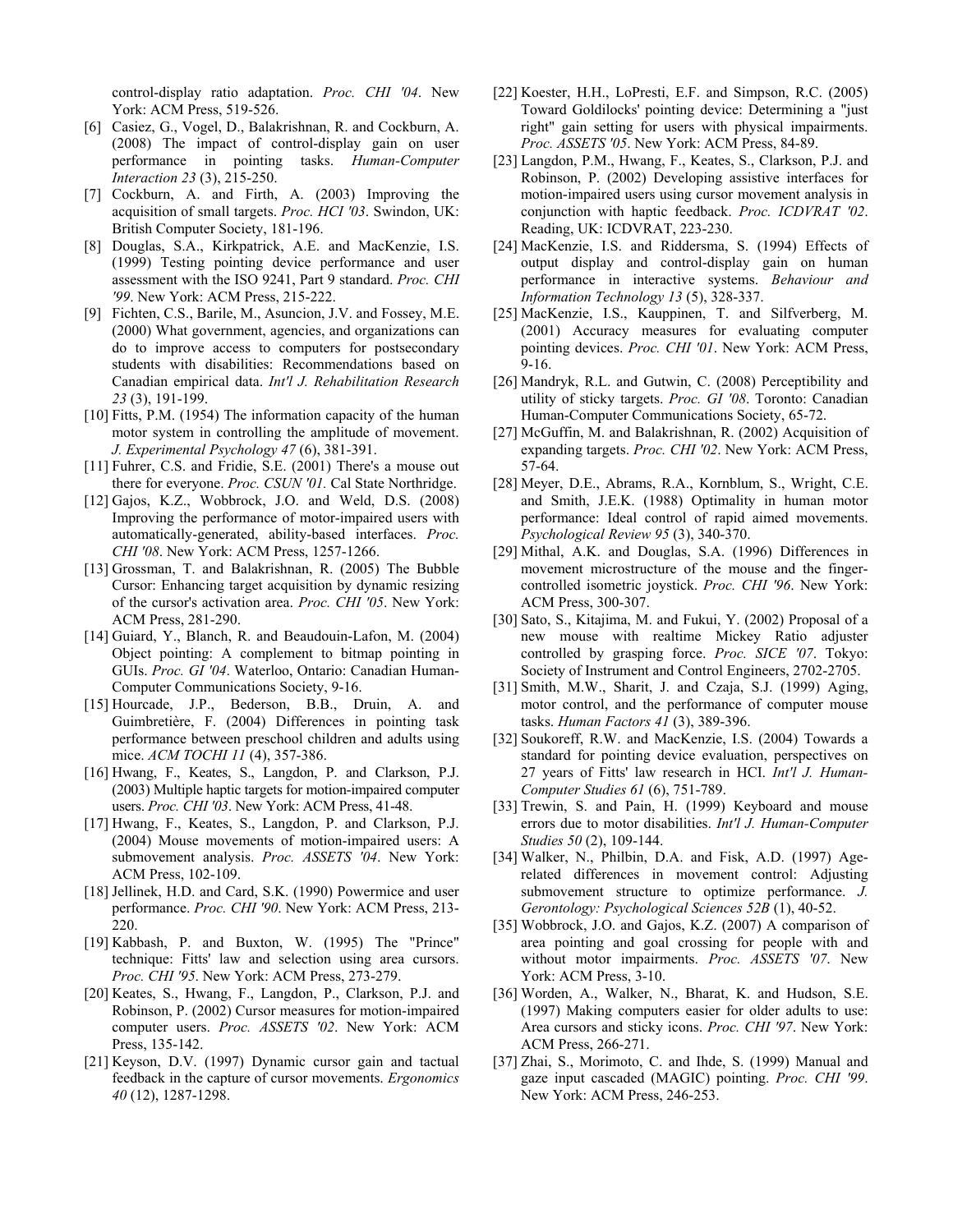control-display ratio adaptation. *Proc. CHI '04*. New York: ACM Press, 519-526.

[6] Casiez, G., Vogel, D., Balakrishnan, R. and Cockburn, A. (2008) The impact of control-display gain on user performance in pointing tasks. *Human-Computer Interaction 23* (3), 215-250.

[7] Cockburn, A. and Firth, A. (2003) Improving the acquisition of small targets. *Proc. HCI '03*. Swindon, UK: British Computer Society, 181-196.

[8] Douglas, S.A., Kirkpatrick, A.E. and MacKenzie, I.S. (1999) Testing pointing device performance and user assessment with the ISO 9241, Part 9 standard. *Proc. CHI '99*. New York: ACM Press, 215-222.

[9] Fichten, C.S., Barile, M., Asuncion, J.V. and Fossey, M.E. (2000) What government, agencies, and organizations can do to improve access to computers for postsecondary students with disabilities: Recommendations based on Canadian empirical data. *Int'l J. Rehabilitation Research 23* (3), 191-199.

[10] Fitts, P.M. (1954) The information capacity of the human motor system in controlling the amplitude of movement. *J. Experimental Psychology 47* (6), 381-391.

[11] Fuhrer, C.S. and Fridie, S.E. (2001) There's a mouse out there for everyone. *Proc. CSUN '01*. Cal State Northridge.

[12] Gajos, K.Z., Wobbrock, J.O. and Weld, D.S. (2008) Improving the performance of motor-impaired users with automatically-generated, ability-based interfaces. *Proc. CHI '08*. New York: ACM Press, 1257-1266.

[13] Grossman, T. and Balakrishnan, R. (2005) The Bubble Cursor: Enhancing target acquisition by dynamic resizing of the cursor's activation area. *Proc. CHI '05*. New York: ACM Press, 281-290.

[14] Guiard, Y., Blanch, R. and Beaudouin-Lafon, M. (2004) Object pointing: A complement to bitmap pointing in GUIs. *Proc. GI '04*. Waterloo, Ontario: Canadian Human-Computer Communications Society, 9-16.

[15] Hourcade, J.P., Bederson, B.B., Druin, A. and Guimbretière, F. (2004) Differences in pointing task performance between preschool children and adults using mice. *ACM TOCHI 11* (4), 357-386.

[16] Hwang, F., Keates, S., Langdon, P. and Clarkson, P.J. (2003) Multiple haptic targets for motion-impaired computer users. *Proc. CHI '03*. New York: ACM Press, 41-48.

[17] Hwang, F., Keates, S., Langdon, P. and Clarkson, P.J. (2004) Mouse movements of motion-impaired users: A submovement analysis. *Proc. ASSETS '04*. New York: ACM Press, 102-109.

[18] Jellinek, H.D. and Card, S.K. (1990) Powermice and user performance. *Proc. CHI '90*. New York: ACM Press, 213-220.

[19] Kabbash, P. and Buxton, W. (1995) The "Prince" technique: Fitts' law and selection using area cursors. *Proc. CHI '95*. New York: ACM Press, 273-279.

[20] Keates, S., Hwang, F., Langdon, P., Clarkson, P.J. and Robinson, P. (2002) Cursor measures for motion-impaired computer users. *Proc. ASSETS '02*. New York: ACM Press, 135-142.

[21] Keyson, D.V. (1997) Dynamic cursor gain and tactual feedback in the capture of cursor movements. *Ergonomics 40* (12), 1287-1298.

[22] Koester, H.H., LoPresti, E.F. and Simpson, R.C. (2005) Toward Goldilocks' pointing device: Determining a "just right" gain setting for users with physical impairments. *Proc. ASSETS '05*. New York: ACM Press, 84-89.

[23] Langdon, P.M., Hwang, F., Keates, S., Clarkson, P.J. and Robinson, P. (2002) Developing assistive interfaces for motion-impaired users using cursor movement analysis in conjunction with haptic feedback. *Proc. ICDVRAT '02*. Reading, UK: ICDVRAT, 223-230.

[24] MacKenzie, I.S. and Riddersma, S. (1994) Effects of output display and control-display gain on human performance in interactive systems. *Behaviour and Information Technology 13* (5), 328-337.

[25] MacKenzie, I.S., Kauppinen, T. and Silfverberg, M. (2001) Accuracy measures for evaluating computer pointing devices. *Proc. CHI '01*. New York: ACM Press, 9-16.

[26] Mandryk, R.L. and Gutwin, C. (2008) Perceptibility and utility of sticky targets. *Proc. GI '08*. Toronto: Canadian Human-Computer Communications Society, 65-72.

[27] McGuffin, M. and Balakrishnan, R. (2002) Acquisition of expanding targets. *Proc. CHI '02*. New York: ACM Press, 57-64.

[28] Meyer, D.E., Abrams, R.A., Kornblum, S., Wright, C.E. and Smith, J.E.K. (1988) Optimality in human motor performance: Ideal control of rapid aimed movements. *Psychological Review 95* (3), 340-370.

[29] Mithal, A.K. and Douglas, S.A. (1996) Differences in movement microstructure of the mouse and the finger-controlled isometric joystick. *Proc. CHI '96*. New York: ACM Press, 300-307.

[30] Sato, S., Kitajima, M. and Fukui, Y. (2002) Proposal of a new mouse with realtime Mickey Ratio adjuster controlled by grasping force. *Proc. SICE '07*. Tokyo: Society of Instrument and Control Engineers, 2702-2705.

[31] Smith, M.W., Sharit, J. and Czaja, S.J. (1999) Aging, motor control, and the performance of computer mouse tasks. *Human Factors 41* (3), 389-396.

[32] Soukoreff, R.W. and MacKenzie, I.S. (2004) Towards a standard for pointing device evaluation, perspectives on 27 years of Fitts' law research in HCI. *Int'l J. Human-Computer Studies 61* (6), 751-789.

[33] Trewin, S. and Pain, H. (1999) Keyboard and mouse errors due to motor disabilities. *Int'l J. Human-Computer Studies 50* (2), 109-144.

[34] Walker, N., Philbin, D.A. and Fisk, A.D. (1997) Age-related differences in movement control: Adjusting submovement structure to optimize performance. *J. Gerontology: Psychological Sciences 52B* (1), 40-52.

[35] Wobbrock, J.O. and Gajos, K.Z. (2007) A comparison of area pointing and goal crossing for people with and without motor impairments. *Proc. ASSETS '07*. New York: ACM Press, 3-10.

[36] Worden, A., Walker, N., Bharat, K. and Hudson, S.E. (1997) Making computers easier for older adults to use: Area cursors and sticky icons. *Proc. CHI '97*. New York: ACM Press, 266-271.

[37] Zhai, S., Morimoto, C. and Ihde, S. (1999) Manual and gaze input cascaded (MAGIC) pointing. *Proc. CHI '99*. New York: ACM Press, 246-253.